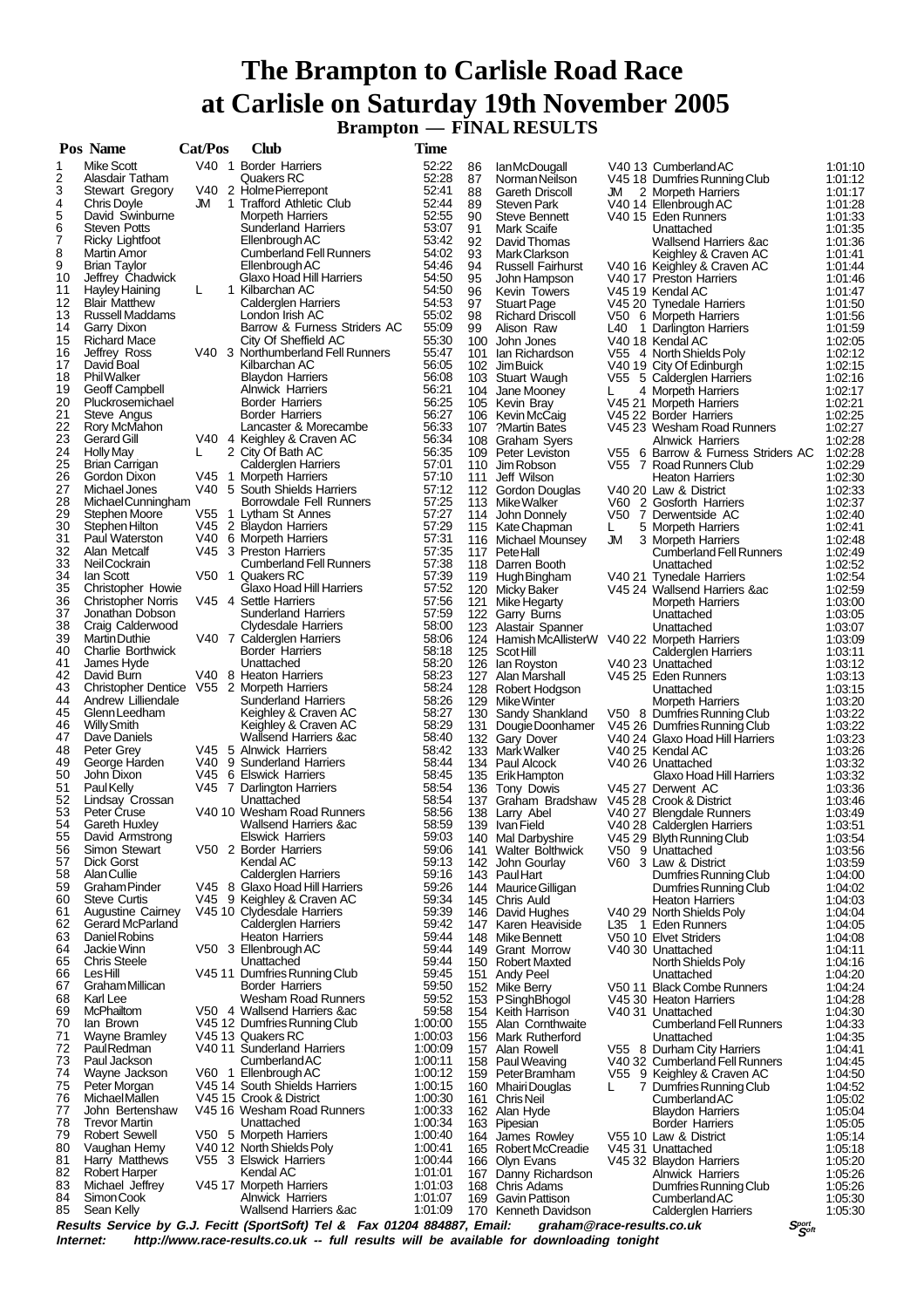# The Brampton to Carlisle Road Race at Carlisle on Saturday 19th November 2005

## Brampton — FINAL RESULTS

| Pos | Name | Cat/Pos | Club | Time |
|---|---|---|---|---|
| 1 | Mike Scott | V40 1 | Border Harriers | 52:22 |
| 2 | Alasdair Tatham | | Quakers RC | 52:28 |
| 3 | Stewart Gregory | V40 2 | Holme Pierrepont | 52:41 |
| 4 | Chris Doyle | JM 1 | Trafford Athletic Club | 52:44 |
| 5 | David Swinburne | | Morpeth Harriers | 52:55 |
| 6 | Steven Potts | | Sunderland Harriers | 53:07 |
| 7 | Ricky Lightfoot | | Ellenbrough AC | 53:42 |
| 8 | Martin Amor | | Cumberland Fell Runners | 54:02 |
| 9 | Brian Taylor | | Ellenbrough AC | 54:46 |
| 10 | Jeffrey Chadwick | | Glaxo Hoad Hill Harriers | 54:50 |
| 11 | Hayley Haining | L 1 | Kilbarchan AC | 54:50 |
| 12 | Blair Matthew | | Calderglen Harriers | 54:53 |
| 13 | Russell Maddams | | London Irish AC | 55:02 |
| 14 | Garry Dixon | | Barrow & Furness Striders AC | 55:09 |
| 15 | Richard Mace | | City Of Sheffield AC | 55:30 |
| 16 | Jeffrey Ross | V40 3 | Northumberland Fell Runners | 55:47 |
| 17 | David Boal | | Kilbarchan AC | 56:05 |
| 18 | Phil Walker | | Blaydon Harriers | 56:08 |
| 19 | Geoff Campbell | | Alnwick Harriers | 56:21 |
| 20 | Pluckrosemichael | | Border Harriers | 56:25 |
| 21 | Steve Angus | | Border Harriers | 56:27 |
| 22 | Rory McMahon | | Lancaster & Morecambe | 56:33 |
| 23 | Gerard Gill | V40 4 | Keighley & Craven AC | 56:34 |
| 24 | Holly May | L 2 | City Of Bath AC | 56:35 |
| 25 | Brian Carrigan | | Calderglen Harriers | 57:01 |
| 26 | Gordon Dixon | V45 1 | Morpeth Harriers | 57:10 |
| 27 | Michael Jones | V40 5 | South Shields Harriers | 57:12 |
| 28 | Michael Cunningham | | Borrowdale Fell Runners | 57:25 |
| 29 | Stephen Moore | V55 1 | Lytham St Annes | 57:27 |
| 30 | Stephen Hilton | V45 2 | Blaydon Harriers | 57:29 |
| 31 | Paul Waterston | V40 6 | Morpeth Harriers | 57:31 |
| 32 | Alan Metcalf | V45 3 | Preston Harriers | 57:35 |
| 33 | Neil Cockrain | | Cumberland Fell Runners | 57:38 |
| 34 | Ian Scott | V50 1 | Quakers RC | 57:39 |
| 35 | Christopher Howie | | Glaxo Hoad Hill Harriers | 57:52 |
| 36 | Christopher Norris | V45 4 | Settle Harriers | 57:56 |
| 37 | Jonathan Dobson | | Sunderland Harriers | 57:59 |
| 38 | Craig Calderwood | | Clydesdale Harriers | 58:00 |
| 39 | Martin Duthie | V40 7 | Calderglen Harriers | 58:06 |
| 40 | Charlie Borthwick | | Border Harriers | 58:18 |
| 41 | James Hyde | | Unattached | 58:20 |
| 42 | David Burn | V40 8 | Heaton Harriers | 58:23 |
| 43 | Christopher Dentice | V55 2 | Morpeth Harriers | 58:24 |
| 44 | Andrew Lilliendale | | Sunderland Harriers | 58:26 |
| 45 | Glenn Leedham | | Keighley & Craven AC | 58:27 |
| 46 | Willy Smith | | Keighley & Craven AC | 58:29 |
| 47 | Dave Daniels | | Wallsend Harriers &ac | 58:40 |
| 48 | Peter Grey | V45 5 | Alnwick Harriers | 58:42 |
| 49 | George Harden | V40 9 | Sunderland Harriers | 58:44 |
| 50 | John Dixon | V45 6 | Elswick Harriers | 58:45 |
| 51 | Paul Kelly | V45 7 | Darlington Harriers | 58:54 |
| 52 | Lindsay Crossan | | Unattached | 58:54 |
| 53 | Peter Cruse | V40 10 | Wesham Road Runners | 58:56 |
| 54 | Gareth Huxley | | Wallsend Harriers &ac | 58:59 |
| 55 | David Armstrong | | Elswick Harriers | 59:03 |
| 56 | Simon Stewart | V50 2 | Border Harriers | 59:06 |
| 57 | Dick Gorst | | Kendal AC | 59:13 |
| 58 | Alan Cullie | | Calderglen Harriers | 59:16 |
| 59 | Graham Pinder | V45 8 | Glaxo Hoad Hill Harriers | 59:26 |
| 60 | Steve Curtis | V45 9 | Keighley & Craven AC | 59:34 |
| 61 | Augustine Cairney | V45 10 | Clydesdale Harriers | 59:39 |
| 62 | Gerard McParland | | Calderglen Harriers | 59:42 |
| 63 | Daniel Robins | | Heaton Harriers | 59:44 |
| 64 | Jackie Winn | V50 3 | Ellenbrough AC | 59:44 |
| 65 | Chris Steele | | Unattached | 59:44 |
| 66 | Les Hill | V45 11 | Dumfries Running Club | 59:45 |
| 67 | Graham Millican | | Border Harriers | 59:50 |
| 68 | Karl Lee | | Wesham Road Runners | 59:52 |
| 69 | McPhailtom | V50 4 | Wallsend Harriers &ac | 59:58 |
| 70 | Ian Brown | V45 12 | Dumfries Running Club | 1:00:00 |
| 71 | Wayne Bramley | V45 13 | Quakers RC | 1:00:03 |
| 72 | Paul Redman | V40 11 | Sunderland Harriers | 1:00:09 |
| 73 | Paul Jackson | | Cumberland AC | 1:00:11 |
| 74 | Wayne Jackson | V60 1 | Ellenbrough AC | 1:00:12 |
| 75 | Peter Morgan | V45 14 | South Shields Harriers | 1:00:15 |
| 76 | Michael Mallen | V45 15 | Crook & District | 1:00:30 |
| 77 | John Bertenshaw | V45 16 | Wesham Road Runners | 1:00:33 |
| 78 | Trevor Martin | | Unattached | 1:00:34 |
| 79 | Robert Sewell | V50 5 | Morpeth Harriers | 1:00:40 |
| 80 | Vaughan Hemy | V40 12 | North Shields Poly | 1:00:41 |
| 81 | Harry Matthews | V55 3 | Elswick Harriers | 1:00:44 |
| 82 | Robert Harper | | Kendal AC | 1:01:01 |
| 83 | Michael Jeffrey | V45 17 | Morpeth Harriers | 1:01:03 |
| 84 | Simon Cook | | Alnwick Harriers | 1:01:07 |
| 85 | Sean Kelly | | Wallsend Harriers &ac | 1:01:09 |
| 86 | Ian McDougall | V40 13 | Cumberland AC | 1:01:10 |
| 87 | Norman Neilson | V45 18 | Dumfries Running Club | 1:01:12 |
| 88 | Gareth Driscoll | JM 2 | Morpeth Harriers | 1:01:17 |
| 89 | Steven Park | V40 14 | Ellenbrough AC | 1:01:28 |
| 90 | Steve Bennett | V40 15 | Eden Runners | 1:01:33 |
| 91 | Mark Scaife | | Unattached | 1:01:35 |
| 92 | David Thomas | | Wallsend Harriers &ac | 1:01:36 |
| 93 | Mark Clarkson | | Keighley & Craven AC | 1:01:41 |
| 94 | Russell Fairhurst | V40 16 | Keighley & Craven AC | 1:01:44 |
| 95 | John Hampson | V40 17 | Preston Harriers | 1:01:46 |
| 96 | Kevin Towers | V45 19 | Kendal AC | 1:01:47 |
| 97 | Stuart Page | V45 20 | Tynedale Harriers | 1:01:50 |
| 98 | Richard Driscoll | V50 6 | Morpeth Harriers | 1:01:56 |
| 99 | Alison Raw | L40 1 | Darlington Harriers | 1:01:59 |
| 100 | John Jones | V40 18 | Kendal AC | 1:02:05 |
| 101 | Ian Richardson | V55 4 | North Shields Poly | 1:02:12 |
| 102 | Jim Buick | V40 19 | City Of Edinburgh | 1:02:15 |
| 103 | Stuart Waugh | V55 5 | Calderglen Harriers | 1:02:16 |
| 104 | Jane Mooney | L 4 | Morpeth Harriers | 1:02:17 |
| 105 | Kevin Bray | V45 21 | Morpeth Harriers | 1:02:21 |
| 106 | Kevin McCaig | V45 22 | Border Harriers | 1:02:25 |
| 107 | ?Martin Bates | V45 23 | Wesham Road Runners | 1:02:27 |
| 108 | Graham Syers | | Alnwick Harriers | 1:02:28 |
| 109 | Peter Leviston | V55 6 | Barrow & Furness Striders AC | 1:02:28 |
| 110 | Jim Robson | V55 7 | Road Runners Club | 1:02:29 |
| 111 | Jeff Wilson | | Heaton Harriers | 1:02:30 |
| 112 | Gordon Douglas | V40 20 | Law & District | 1:02:33 |
| 113 | Mike Walker | V60 2 | Gosforth Harriers | 1:02:37 |
| 114 | John Donnely | V50 7 | Derwentside AC | 1:02:40 |
| 115 | Kate Chapman | L 5 | Morpeth Harriers | 1:02:41 |
| 116 | Michael Mounsey | JM 3 | Morpeth Harriers | 1:02:48 |
| 117 | Pete Hall | | Cumberland Fell Runners | 1:02:49 |
| 118 | Darren Booth | | Unattached | 1:02:52 |
| 119 | Hugh Bingham | V40 21 | Tynedale Harriers | 1:02:54 |
| 120 | Micky Baker | V45 24 | Wallsend Harriers &ac | 1:02:59 |
| 121 | Mike Hegarty | | Morpeth Harriers | 1:03:00 |
| 122 | Garry Burns | | Unattached | 1:03:05 |
| 123 | Alastair Spanner | | Unattached | 1:03:07 |
| 124 | Hamish McAllisterW | V40 22 | Morpeth Harriers | 1:03:09 |
| 125 | Scot Hill | | Calderglen Harriers | 1:03:11 |
| 126 | Ian Royston | V40 23 | Unattached | 1:03:12 |
| 127 | Alan Marshall | V45 25 | Eden Runners | 1:03:13 |
| 128 | Robert Hodgson | | Unattached | 1:03:15 |
| 129 | Mike Winter | | Morpeth Harriers | 1:03:20 |
| 130 | Sandy Shankland | V50 8 | Dumfries Running Club | 1:03:22 |
| 131 | Dougie Doonhamer | V45 26 | Dumfries Running Club | 1:03:22 |
| 132 | Gary Dover | V40 24 | Glaxo Hoad Hill Harriers | 1:03:23 |
| 133 | Mark Walker | V40 25 | Kendal AC | 1:03:26 |
| 134 | Paul Alcock | V40 26 | Unattached | 1:03:32 |
| 135 | Erik Hampton | | Glaxo Hoad Hill Harriers | 1:03:32 |
| 136 | Tony Dowis | V45 27 | Derwent AC | 1:03:36 |
| 137 | Graham Bradshaw | V45 28 | Crook & District | 1:03:46 |
| 138 | Larry Abel | V40 27 | Blengdale Runners | 1:03:49 |
| 139 | Ivan Field | V40 28 | Calderglen Harriers | 1:03:51 |
| 140 | Mal Darbyshire | V45 29 | Blyth Running Club | 1:03:54 |
| 141 | Walter Bolthwick | V50 9 | Unattached | 1:03:56 |
| 142 | John Gourlay | V60 3 | Law & District | 1:03:59 |
| 143 | Paul Hart | | Dumfries Running Club | 1:04:00 |
| 144 | Maurice Gilligan | | Dumfries Running Club | 1:04:02 |
| 145 | Chris Auld | | Heaton Harriers | 1:04:03 |
| 146 | David Hughes | V40 29 | North Shields Poly | 1:04:04 |
| 147 | Karen Heaviside | L35 1 | Eden Runners | 1:04:05 |
| 148 | Mike Bennett | V50 10 | Elvet Striders | 1:04:08 |
| 149 | Grant Morrow | V40 30 | Unattached | 1:04:11 |
| 150 | Robert Maxted | | North Shields Poly | 1:04:16 |
| 151 | Andy Peel | | Unattached | 1:04:20 |
| 152 | Mike Berry | V50 11 | Black Combe Runners | 1:04:24 |
| 153 | P Singh Bhogol | V45 30 | Heaton Harriers | 1:04:28 |
| 154 | Keith Harrison | V40 31 | Unattached | 1:04:30 |
| 155 | Alan Cornthwaite | | Cumberland Fell Runners | 1:04:33 |
| 156 | Mark Rutherford | | Unattached | 1:04:35 |
| 157 | Alan Rowell | V55 8 | Durham City Harriers | 1:04:41 |
| 158 | Paul Weaving | V40 32 | Cumberland Fell Runners | 1:04:45 |
| 159 | Peter Bramham | V55 9 | Keighley & Craven AC | 1:04:50 |
| 160 | Mhairi Douglas | L 7 | Dumfries Running Club | 1:04:52 |
| 161 | Chris Neil | | Cumberland AC | 1:05:02 |
| 162 | Alan Hyde | | Blaydon Harriers | 1:05:04 |
| 163 | Pipesian | | Border Harriers | 1:05:05 |
| 164 | James Rowley | V55 10 | Law & District | 1:05:14 |
| 165 | Robert McCreadie | V45 31 | Unattached | 1:05:18 |
| 166 | Olyn Evans | V45 32 | Blaydon Harriers | 1:05:20 |
| 167 | Danny Richardson | | Alnwick Harriers | 1:05:26 |
| 168 | Chris Adams | | Dumfries Running Club | 1:05:26 |
| 169 | Gavin Pattison | | Cumberland AC | 1:05:30 |
| 170 | Kenneth Davidson | | Calderglen Harriers | 1:05:30 |

***Results Service by G.J. Fecitt (SportSoft) Tel & Fax 01204 884887, Email: graham@race-results.co.uk***
***Internet: http://www.race-results.co.uk -- full results will be available for downloading tonight***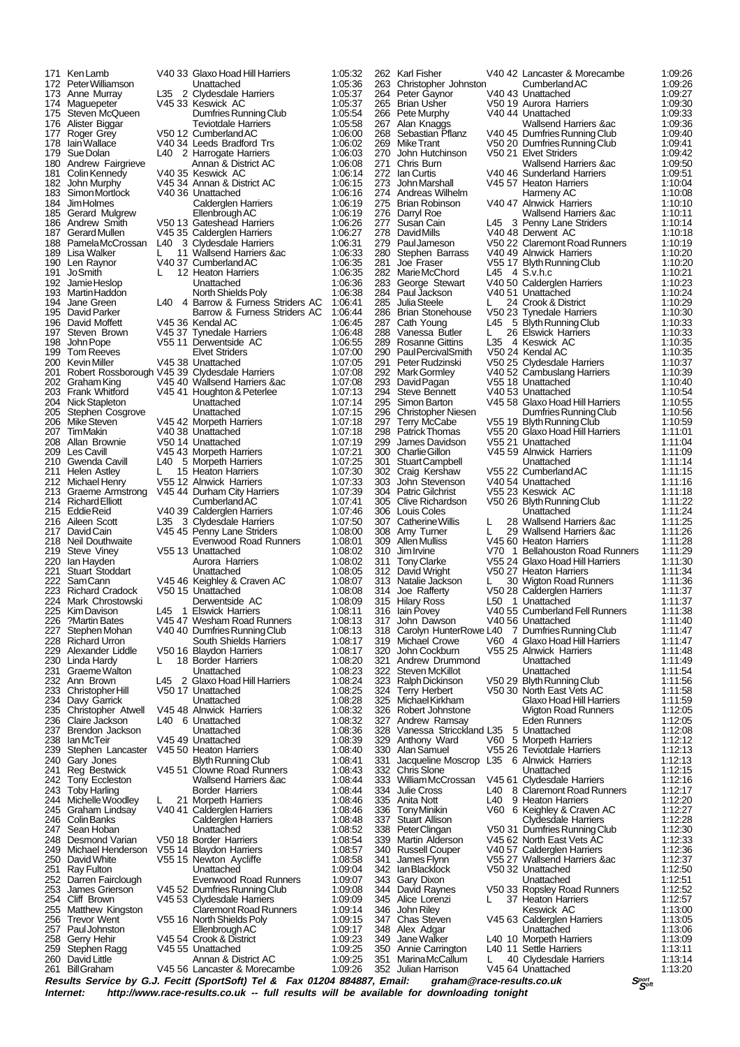| Pos | Name | Cat | Club | Time |
|---|---|---|---|---|
| 171 | Ken Lamb | V40 33 | Glaxo Hoad Hill Harriers | 1:05:32 |
| 172 | Peter Williamson | | Unattached | 1:05:36 |
| 173 | Anne Murray | L35 2 | Clydesdale Harriers | 1:05:37 |
| 174 | Maguepeter | V45 33 | Keswick AC | 1:05:37 |
| 175 | Steven McQueen | | Dumfries Running Club | 1:05:54 |
| 176 | Alister Biggar | | Teviotdale Harriers | 1:05:58 |
| 177 | Roger Grey | V50 12 | Cumberland AC | 1:06:00 |
| 178 | Iain Wallace | V40 34 | Leeds Bradford Trs | 1:06:02 |
| 179 | Sue Dolan | L40 2 | Harrogate Harriers | 1:06:03 |
| 180 | Andrew Fairgrieve | | Annan & District AC | 1:06:08 |
| 181 | Colin Kennedy | V40 35 | Keswick AC | 1:06:14 |
| 182 | John Murphy | V45 34 | Annan & District AC | 1:06:15 |
| 183 | Simon Mortlock | V40 36 | Unattached | 1:06:16 |
| 184 | Jim Holmes | | Calderglen Harriers | 1:06:19 |
| 185 | Gerard Mulgrew | | Ellenbrough AC | 1:06:19 |
| 186 | Andrew Smith | V50 13 | Gateshead Harriers | 1:06:26 |
| 187 | Gerard Mullen | V45 35 | Calderglen Harriers | 1:06:27 |
| 188 | Pamela McCrossan | L40 3 | Clydesdale Harriers | 1:06:31 |
| 189 | Lisa Walker | L 11 | Wallsend Harriers &ac | 1:06:33 |
| 190 | Len Raynor | V40 37 | Cumberland AC | 1:06:35 |
| 191 | Jo Smith | L 12 | Heaton Harriers | 1:06:35 |
| 192 | Jamie Heslop | | Unattached | 1:06:36 |
| 193 | Martin Haddon | | North Shields Poly | 1:06:38 |
| 194 | Jane Green | L40 4 | Barrow & Furness Striders AC | 1:06:41 |
| 195 | David Parker | | Barrow & Furness Striders AC | 1:06:44 |
| 196 | David Moffett | V45 36 | Kendal AC | 1:06:45 |
| 197 | Steven Brown | V45 37 | Tynedale Harriers | 1:06:48 |
| 198 | John Pope | V55 11 | Derwentside AC | 1:06:55 |
| 199 | Tom Reeves | | Elvet Striders | 1:07:00 |
| 200 | Kevin Miller | V45 38 | Unattached | 1:07:05 |
| 201 | Robert Rossborough | V45 39 | Clydesdale Harriers | 1:07:08 |
| 202 | Graham King | V45 40 | Wallsend Harriers &ac | 1:07:08 |
| 203 | Frank Whitford | V45 41 | Houghton & Peterlee | 1:07:13 |
| 204 | Nick Stapleton | | Unattached | 1:07:14 |
| 205 | Stephen Cosgrove | | Unattached | 1:07:15 |
| 206 | Mike Steven | V45 42 | Morpeth Harriers | 1:07:18 |
| 207 | Tim Makin | V40 38 | Unattached | 1:07:18 |
| 208 | Allan Brownie | V50 14 | Unattached | 1:07:19 |
| 209 | Les Cavill | V45 43 | Morpeth Harriers | 1:07:21 |
| 210 | Gwenda Cavill | L40 5 | Morpeth Harriers | 1:07:25 |
| 211 | Helen Astley | L 15 | Heaton Harriers | 1:07:30 |
| 212 | Michael Henry | V55 12 | Alnwick Harriers | 1:07:33 |
| 213 | Graeme Armstrong | V45 44 | Durham City Harriers | 1:07:39 |
| 214 | Richard Elliott | | Cumberland AC | 1:07:41 |
| 215 | Eddie Reid | V40 39 | Calderglen Harriers | 1:07:46 |
| 216 | Aileen Scott | L35 3 | Clydesdale Harriers | 1:07:50 |
| 217 | David Cain | V45 45 | Penny Lane Striders | 1:08:00 |
| 218 | Neil Douthwaite | | Evenwood Road Runners | 1:08:01 |
| 219 | Steve Viney | V55 13 | Unattached | 1:08:02 |
| 220 | Ian Hayden | | Aurora Harriers | 1:08:02 |
| 221 | Stuart Stoddart | | Unattached | 1:08:05 |
| 222 | Sam Cann | V45 46 | Keighley & Craven AC | 1:08:07 |
| 223 | Richard Cradock | V50 15 | Unattached | 1:08:08 |
| 224 | Mark Chrostowski | | Derwentside AC | 1:08:09 |
| 225 | Kim Davison | L45 1 | Elswick Harriers | 1:08:11 |
| 226 | ?Martin Bates | V45 47 | Wesham Road Runners | 1:08:13 |
| 227 | Stephen Mohan | V40 40 | Dumfries Running Club | 1:08:13 |
| 228 | Richard Urron | | South Shields Harriers | 1:08:17 |
| 229 | Alexander Liddle | V50 16 | Blaydon Harriers | 1:08:17 |
| 230 | Linda Hardy | L 18 | Border Harriers | 1:08:20 |
| 231 | Graeme Walton | | Unattached | 1:08:23 |
| 232 | Ann Brown | L45 2 | Glaxo Hoad Hill Harriers | 1:08:24 |
| 233 | Christopher Hill | V50 17 | Unattached | 1:08:25 |
| 234 | Davy Garrick | | Unattached | 1:08:28 |
| 235 | Christopher Atwell | V45 48 | Alnwick Harriers | 1:08:32 |
| 236 | Claire Jackson | L40 6 | Unattached | 1:08:32 |
| 237 | Brendon Jackson | | Unattached | 1:08:36 |
| 238 | Ian McTeir | V45 49 | Unattached | 1:08:39 |
| 239 | Stephen Lancaster | V45 50 | Heaton Harriers | 1:08:40 |
| 240 | Gary Jones | | Blyth Running Club | 1:08:41 |
| 241 | Reg Bestwick | V45 51 | Clowne Road Runners | 1:08:43 |
| 242 | Tony Eccleston | | Wallsend Harriers &ac | 1:08:44 |
| 243 | Toby Harling | | Border Harriers | 1:08:44 |
| 244 | Michelle Woodley | L 21 | Morpeth Harriers | 1:08:46 |
| 245 | Graham Lindsay | V40 41 | Calderglen Harriers | 1:08:46 |
| 246 | Colin Banks | | Calderglen Harriers | 1:08:48 |
| 247 | Sean Hoban | | Unattached | 1:08:52 |
| 248 | Desmond Varian | V50 18 | Border Harriers | 1:08:54 |
| 249 | Michael Henderson | V55 14 | Blaydon Harriers | 1:08:57 |
| 250 | David White | V55 15 | Newton Aycliffe | 1:08:58 |
| 251 | Ray Fulton | | Unattached | 1:09:04 |
| 252 | Darren Fairclough | | Evenwood Road Runners | 1:09:07 |
| 253 | James Grierson | V45 52 | Dumfries Running Club | 1:09:08 |
| 254 | Cliff Brown | V45 53 | Clydesdale Harriers | 1:09:09 |
| 255 | Matthew Kingston | | Claremont Road Runners | 1:09:14 |
| 256 | Trevor Went | V55 16 | North Shields Poly | 1:09:15 |
| 257 | Paul Johnston | | Ellenbrough AC | 1:09:17 |
| 258 | Gerry Hehir | V45 54 | Crook & District | 1:09:23 |
| 259 | Stephen Ragg | V45 55 | Unattached | 1:09:25 |
| 260 | David Little | | Annan & District AC | 1:09:25 |
| 261 | Bill Graham | V45 56 | Lancaster & Morecambe | 1:09:26 |
| 262 | Karl Fisher | V40 42 | Lancaster & Morecambe | 1:09:26 |
| 263 | Christopher Johnston | | Cumberland AC | 1:09:26 |
| 264 | Peter Gaynor | V40 43 | Unattached | 1:09:27 |
| 265 | Brian Usher | V50 19 | Aurora Harriers | 1:09:30 |
| 266 | Pete Murphy | V40 44 | Unattached | 1:09:33 |
| 267 | Alan Knaggs | | Wallsend Harriers &ac | 1:09:36 |
| 268 | Sebastian Pflanz | V40 45 | Dumfries Running Club | 1:09:40 |
| 269 | Mike Trant | V50 20 | Dumfries Running Club | 1:09:41 |
| 270 | John Hutchinson | V50 21 | Elvet Striders | 1:09:42 |
| 271 | Chris Burn | | Wallsend Harriers &ac | 1:09:50 |
| 272 | Ian Curtis | V40 46 | Sunderland Harriers | 1:09:51 |
| 273 | John Marshall | V45 57 | Heaton Harriers | 1:10:04 |
| 274 | Andreas Wilhelm | | Harmeny AC | 1:10:08 |
| 275 | Brian Robinson | V40 47 | Alnwick Harriers | 1:10:10 |
| 276 | Darryl Roe | | Wallsend Harriers &ac | 1:10:11 |
| 277 | Susan Cain | L45 3 | Penny Lane Striders | 1:10:14 |
| 278 | David Mills | V40 48 | Derwent AC | 1:10:18 |
| 279 | Paul Jameson | V50 22 | Claremont Road Runners | 1:10:19 |
| 280 | Stephen Barrass | V40 49 | Alnwick Harriers | 1:10:20 |
| 281 | Joe Fraser | V55 17 | Blyth Running Club | 1:10:20 |
| 282 | Marie McChord | L45 4 | S.v.h.c | 1:10:21 |
| 283 | George Stewart | V40 50 | Calderglen Harriers | 1:10:23 |
| 284 | Paul Jackson | V40 51 | Unattached | 1:10:24 |
| 285 | Julia Steele | L 24 | Crook & District | 1:10:29 |
| 286 | Brian Stonehouse | V50 23 | Tynedale Harriers | 1:10:30 |
| 287 | Cath Young | L45 5 | Blyth Running Club | 1:10:33 |
| 288 | Vanessa Butler | L 26 | Elswick Harriers | 1:10:33 |
| 289 | Rosanne Gittins | L35 4 | Keswick AC | 1:10:35 |
| 290 | Paul Percival Smith | V50 24 | Kendal AC | 1:10:35 |
| 291 | Peter Rudzinski | V50 25 | Clydesdale Harriers | 1:10:37 |
| 292 | Mark Gormley | V40 52 | Cambuslang Harriers | 1:10:39 |
| 293 | David Pagan | V55 18 | Unattached | 1:10:40 |
| 294 | Steve Bennett | V40 53 | Unattached | 1:10:54 |
| 295 | Simon Barton | V45 58 | Glaxo Hoad Hill Harriers | 1:10:55 |
| 296 | Christopher Niesen | | Dumfries Running Club | 1:10:56 |
| 297 | Terry McCabe | V55 19 | Blyth Running Club | 1:10:59 |
| 298 | Patrick Thomas | V55 20 | Glaxo Hoad Hill Harriers | 1:11:01 |
| 299 | James Davidson | V55 21 | Unattached | 1:11:04 |
| 300 | Charlie Gillon | V45 59 | Alnwick Harriers | 1:11:09 |
| 301 | Stuart Campbell | | Unattached | 1:11:14 |
| 302 | Craig Kershaw | V55 22 | Cumberland AC | 1:11:15 |
| 303 | John Stevenson | V40 54 | Unattached | 1:11:16 |
| 304 | Patric Gilchrist | V55 23 | Keswick AC | 1:11:18 |
| 305 | Clive Richardson | V50 26 | Blyth Running Club | 1:11:22 |
| 306 | Louis Coles | | Unattached | 1:11:24 |
| 307 | Catherine Willis | L 28 | Wallsend Harriers &ac | 1:11:25 |
| 308 | Amy Turner | L 29 | Wallsend Harriers &ac | 1:11:26 |
| 309 | Allen Mulliss | V45 60 | Heaton Harriers | 1:11:28 |
| 310 | Jim Irvine | V70 1 | Bellahouston Road Runners | 1:11:29 |
| 311 | Tony Clarke | V55 24 | Glaxo Hoad Hill Harriers | 1:11:30 |
| 312 | David Wright | V50 27 | Heaton Harriers | 1:11:34 |
| 313 | Natalie Jackson | L 30 | Wigton Road Runners | 1:11:36 |
| 314 | Joe Rafferty | V50 28 | Calderglen Harriers | 1:11:37 |
| 315 | Hilary Ross | L50 1 | Unattached | 1:11:37 |
| 316 | Iain Povey | V40 55 | Cumberland Fell Runners | 1:11:38 |
| 317 | John Dawson | V40 56 | Unattached | 1:11:40 |
| 318 | Carolyn HunterRowe | L40 7 | Dumfries Running Club | 1:11:47 |
| 319 | Michael Crowe | V60 4 | Glaxo Hoad Hill Harriers | 1:11:47 |
| 320 | John Cockburn | V55 25 | Alnwick Harriers | 1:11:48 |
| 321 | Andrew Drummond | | Unattached | 1:11:49 |
| 322 | Steven McKillot | | Unattached | 1:11:54 |
| 323 | Ralph Dickinson | V50 29 | Blyth Running Club | 1:11:56 |
| 324 | Terry Herbert | V50 30 | North East Vets AC | 1:11:58 |
| 325 | Michael Kirkham | | Glaxo Hoad Hill Harriers | 1:11:59 |
| 326 | Robert Johnstone | | Wigton Road Runners | 1:12:05 |
| 327 | Andrew Ramsay | | Eden Runners | 1:12:05 |
| 328 | Vanessa Striccland | L35 5 | Unattached | 1:12:08 |
| 329 | Anthony Ward | V60 5 | Morpeth Harriers | 1:12:12 |
| 330 | Alan Samuel | V55 26 | Teviotdale Harriers | 1:12:13 |
| 331 | Jacqueline Moscrop | L35 6 | Alnwick Harriers | 1:12:13 |
| 332 | Chris Slone | | Unattached | 1:12:15 |
| 333 | William McCrossan | V45 61 | Clydesdale Harriers | 1:12:16 |
| 334 | Julie Cross | L40 8 | Claremont Road Runners | 1:12:17 |
| 335 | Anita Nott | L40 9 | Heaton Harriers | 1:12:20 |
| 336 | Tony Minikin | V60 6 | Keighley & Craven AC | 1:12:27 |
| 337 | Stuart Allison | | Clydesdale Harriers | 1:12:28 |
| 338 | Peter Clingan | V50 31 | Dumfries Running Club | 1:12:30 |
| 339 | Martin Alderson | V45 62 | North East Vets AC | 1:12:33 |
| 340 | Russell Couper | V40 57 | Calderglen Harriers | 1:12:36 |
| 341 | James Flynn | V55 27 | Wallsend Harriers &ac | 1:12:37 |
| 342 | Ian Blacklock | V50 32 | Unattached | 1:12:50 |
| 343 | Gary Dixon | | Unattached | 1:12:51 |
| 344 | David Raynes | V50 33 | Ropsley Road Runners | 1:12:52 |
| 345 | Alice Lorenzi | L 37 | Heaton Harriers | 1:12:57 |
| 346 | John Riley | | Keswick AC | 1:13:00 |
| 347 | Chas Steven | V45 63 | Calderglen Harriers | 1:13:05 |
| 348 | Alex Adgar | | Unattached | 1:13:06 |
| 349 | Jane Walker | L40 10 | Morpeth Harriers | 1:13:09 |
| 350 | Annie Carrington | L40 11 | Settle Harriers | 1:13:11 |
| 351 | Marina McCallum | L 40 | Clydesdale Harriers | 1:13:14 |
| 352 | Julian Harrison | V45 64 | Unattached | 1:13:20 |

***Results Service by G.J. Fecitt (SportSoft) Tel & Fax 01204 884887, Email: graham@race-results.co.uk***
***Internet: http://www.race-results.co.uk -- full results will be available for downloading tonight***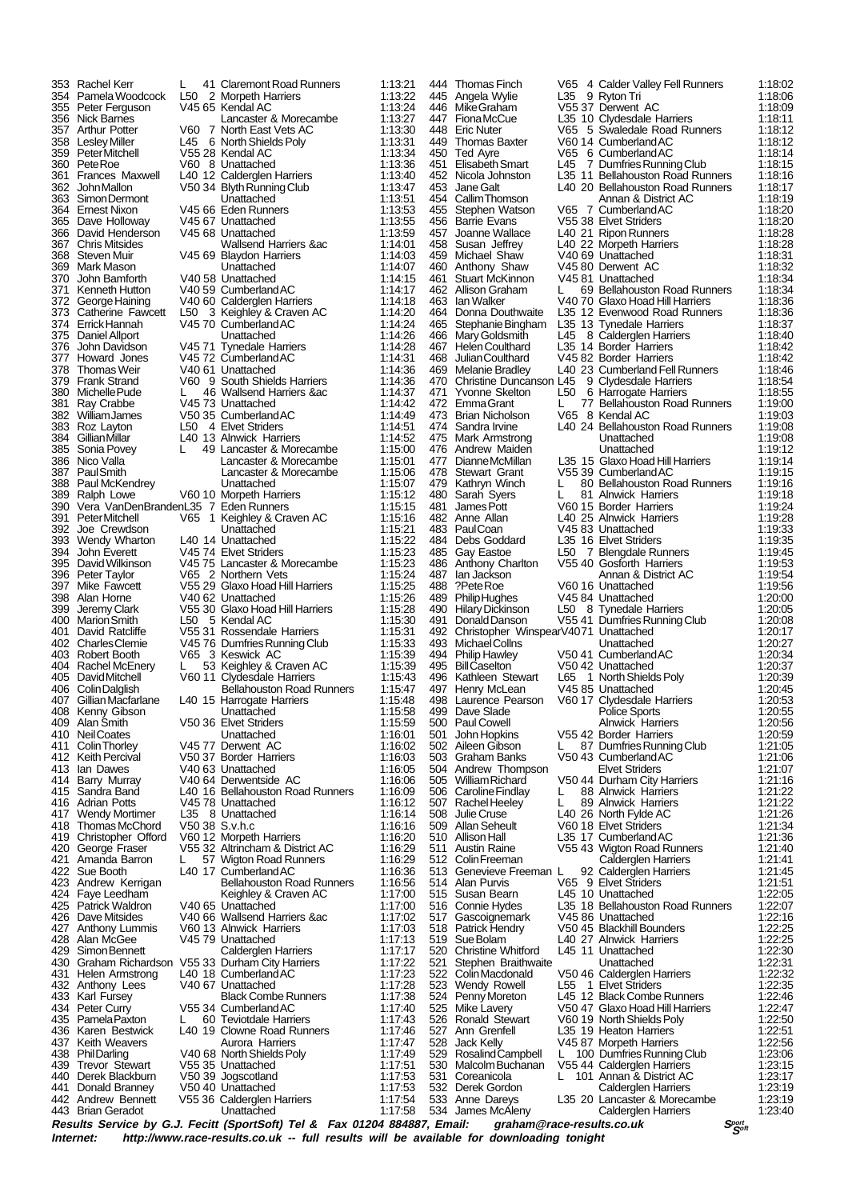| Pos | Name | Cat | Cat Pos | Club | Time |
|---|---|---|---|---|---|
| 353 | Rachel Kerr | L | 41 | Claremont Road Runners | 1:13:21 |
| 354 | Pamela Woodcock | L50 | 2 | Morpeth Harriers | 1:13:22 |
| 355 | Peter Ferguson | V45 | 65 | Kendal AC | 1:13:24 |
| 356 | Nick Barnes | | | Lancaster & Morecambe | 1:13:27 |
| 357 | Arthur Potter | V60 | 7 | North East Vets AC | 1:13:30 |
| 358 | Lesley Miller | L45 | 6 | North Shields Poly | 1:13:31 |
| 359 | Peter Mitchell | V55 | 28 | Kendal AC | 1:13:34 |
| 360 | Pete Roe | V60 | 8 | Unattached | 1:13:36 |
| 361 | Frances Maxwell | L40 | 12 | Calderglen Harriers | 1:13:40 |
| 362 | John Mallon | V50 | 34 | Blyth Running Club | 1:13:47 |
| 363 | Simon Dermont | | | Unattached | 1:13:51 |
| 364 | Ernest Nixon | V45 | 66 | Eden Runners | 1:13:53 |
| 365 | Dave Holloway | V45 | 67 | Unattached | 1:13:55 |
| 366 | David Henderson | V45 | 68 | Unattached | 1:13:59 |
| 367 | Chris Mitsides | | | Wallsend Harriers &ac | 1:14:01 |
| 368 | Steven Muir | V45 | 69 | Blaydon Harriers | 1:14:03 |
| 369 | Mark Mason | | | Unattached | 1:14:07 |
| 370 | John Bamforth | V40 | 58 | Unattached | 1:14:15 |
| 371 | Kenneth Hutton | V40 | 59 | Cumberland AC | 1:14:17 |
| 372 | George Haining | V40 | 60 | Calderglen Harriers | 1:14:18 |
| 373 | Catherine Fawcett | L50 | 3 | Keighley & Craven AC | 1:14:20 |
| 374 | Errick Hannah | V45 | 70 | Cumberland AC | 1:14:24 |
| 375 | Daniel Allport | | | Unattached | 1:14:26 |
| 376 | John Davidson | V45 | 71 | Tynedale Harriers | 1:14:28 |
| 377 | Howard Jones | V45 | 72 | Cumberland AC | 1:14:31 |
| 378 | Thomas Weir | V40 | 61 | Unattached | 1:14:36 |
| 379 | Frank Strand | V60 | 9 | South Shields Harriers | 1:14:36 |
| 380 | Michelle Pude | L | 46 | Wallsend Harriers &ac | 1:14:37 |
| 381 | Ray Crabbe | V45 | 73 | Unattached | 1:14:42 |
| 382 | William James | V50 | 35 | Cumberland AC | 1:14:49 |
| 383 | Roz Layton | L50 | 4 | Elvet Striders | 1:14:51 |
| 384 | Gillian Millar | L40 | 13 | Alnwick Harriers | 1:14:52 |
| 385 | Sonia Povey | L | 49 | Lancaster & Morecambe | 1:15:00 |
| 386 | Nico Valla | | | Lancaster & Morecambe | 1:15:01 |
| 387 | Paul Smith | | | Lancaster & Morecambe | 1:15:06 |
| 388 | Paul McKendrey | | | Unattached | 1:15:07 |
| 389 | Ralph Lowe | V60 | 10 | Morpeth Harriers | 1:15:12 |
| 390 | Vera VanDenBranden | L35 | 7 | Eden Runners | 1:15:15 |
| 391 | Peter Mitchell | V65 | 1 | Keighley & Craven AC | 1:15:16 |
| 392 | Joe Crewdson | | | Unattached | 1:15:21 |
| 393 | Wendy Wharton | L40 | 14 | Unattached | 1:15:22 |
| 394 | John Everett | V45 | 74 | Elvet Striders | 1:15:23 |
| 395 | David Wilkinson | V45 | 75 | Lancaster & Morecambe | 1:15:23 |
| 396 | Peter Taylor | V65 | 2 | Northern Vets | 1:15:24 |
| 397 | Mike Fawcett | V55 | 29 | Glaxo Hoad Hill Harriers | 1:15:25 |
| 398 | Alan Horne | V40 | 62 | Unattached | 1:15:26 |
| 399 | Jeremy Clark | V55 | 30 | Glaxo Hoad Hill Harriers | 1:15:28 |
| 400 | Marion Smith | L50 | 5 | Kendal AC | 1:15:30 |
| 401 | David Ratcliffe | V55 | 31 | Rossendale Harriers | 1:15:31 |
| 402 | Charles Clemie | V45 | 76 | Dumfries Running Club | 1:15:33 |
| 403 | Robert Booth | V65 | 3 | Keswick AC | 1:15:39 |
| 404 | Rachel McEnery | L | 53 | Keighley & Craven AC | 1:15:39 |
| 405 | David Mitchell | V60 | 11 | Clydesdale Harriers | 1:15:43 |
| 406 | Colin Dalglish | | | Bellahouston Road Runners | 1:15:47 |
| 407 | Gillian Macfarlane | L40 | 15 | Harrogate Harriers | 1:15:48 |
| 408 | Kenny Gibson | | | Unattached | 1:15:58 |
| 409 | Alan Smith | V50 | 36 | Elvet Striders | 1:15:59 |
| 410 | Neil Coates | | | Unattached | 1:16:01 |
| 411 | Colin Thorley | V45 | 77 | Derwent AC | 1:16:02 |
| 412 | Keith Percival | V50 | 37 | Border Harriers | 1:16:03 |
| 413 | Ian Dawes | V40 | 63 | Unattached | 1:16:05 |
| 414 | Barry Murray | V40 | 64 | Derwentside AC | 1:16:06 |
| 415 | Sandra Band | L40 | 16 | Bellahouston Road Runners | 1:16:09 |
| 416 | Adrian Potts | V45 | 78 | Unattached | 1:16:12 |
| 417 | Wendy Mortimer | L35 | 8 | Unattached | 1:16:14 |
| 418 | Thomas McChord | V50 | 38 | S.v.h.c | 1:16:16 |
| 419 | Christopher Offord | V60 | 12 | Morpeth Harriers | 1:16:20 |
| 420 | George Fraser | V55 | 32 | Altrincham & District AC | 1:16:29 |
| 421 | Amanda Barron | L | 57 | Wigton Road Runners | 1:16:29 |
| 422 | Sue Booth | L40 | 17 | Cumberland AC | 1:16:36 |
| 423 | Andrew Kerrigan | | | Bellahouston Road Runners | 1:16:56 |
| 424 | Faye Leedham | | | Keighley & Craven AC | 1:17:00 |
| 425 | Patrick Waldron | V40 | 65 | Unattached | 1:17:00 |
| 426 | Dave Mitsides | V40 | 66 | Wallsend Harriers &ac | 1:17:02 |
| 427 | Anthony Lummis | V60 | 13 | Alnwick Harriers | 1:17:03 |
| 428 | Alan McGee | V45 | 79 | Unattached | 1:17:13 |
| 429 | Simon Bennett | | | Calderglen Harriers | 1:17:17 |
| 430 | Graham Richardson | V55 | 33 | Durham City Harriers | 1:17:22 |
| 431 | Helen Armstrong | L40 | 18 | Cumberland AC | 1:17:23 |
| 432 | Anthony Lees | V40 | 67 | Unattached | 1:17:28 |
| 433 | Karl Fursey | | | Black Combe Runners | 1:17:38 |
| 434 | Peter Curry | V55 | 34 | Cumberland AC | 1:17:40 |
| 435 | Pamela Paxton | L | 60 | Teviotdale Harriers | 1:17:43 |
| 436 | Karen Bestwick | L40 | 19 | Clowne Road Runners | 1:17:46 |
| 437 | Keith Weavers | | | Aurora Harriers | 1:17:47 |
| 438 | Phil Darling | V40 | 68 | North Shields Poly | 1:17:49 |
| 439 | Trevor Stewart | V55 | 35 | Unattached | 1:17:51 |
| 440 | Derek Blackburn | V50 | 39 | Jogscotland | 1:17:53 |
| 441 | Donald Branney | V50 | 40 | Unattached | 1:17:53 |
| 442 | Andrew Bennett | V55 | 36 | Calderglen Harriers | 1:17:54 |
| 443 | Brian Geradot | | | Unattached | 1:17:58 |
| 444 | Thomas Finch | V65 | 4 | Calder Valley Fell Runners | 1:18:02 |
| 445 | Angela Wylie | L35 | 9 | Ryton Tri | 1:18:06 |
| 446 | Mike Graham | V55 | 37 | Derwent AC | 1:18:09 |
| 447 | Fiona McCue | L35 | 10 | Clydesdale Harriers | 1:18:11 |
| 448 | Eric Nuter | V65 | 5 | Swaledale Road Runners | 1:18:12 |
| 449 | Thomas Baxter | V60 | 14 | Cumberland AC | 1:18:12 |
| 450 | Ted Ayre | V65 | 6 | Cumberland AC | 1:18:14 |
| 451 | Elisabeth Smart | L45 | 7 | Dumfries Running Club | 1:18:15 |
| 452 | Nicola Johnston | L35 | 11 | Bellahouston Road Runners | 1:18:16 |
| 453 | Jane Galt | L40 | 20 | Bellahouston Road Runners | 1:18:17 |
| 454 | Callim Thomson | | | Annan & District AC | 1:18:19 |
| 455 | Stephen Watson | V65 | 7 | Cumberland AC | 1:18:20 |
| 456 | Barrie Evans | V55 | 38 | Elvet Striders | 1:18:20 |
| 457 | Joanne Wallace | L40 | 21 | Ripon Runners | 1:18:28 |
| 458 | Susan Jeffrey | L40 | 22 | Morpeth Harriers | 1:18:28 |
| 459 | Michael Shaw | V40 | 69 | Unattached | 1:18:31 |
| 460 | Anthony Shaw | V45 | 80 | Derwent AC | 1:18:32 |
| 461 | Stuart McKinnon | V45 | 81 | Unattached | 1:18:34 |
| 462 | Allison Graham | L | 69 | Bellahouston Road Runners | 1:18:34 |
| 463 | Ian Walker | V40 | 70 | Glaxo Hoad Hill Harriers | 1:18:36 |
| 464 | Donna Douthwaite | L35 | 12 | Evenwood Road Runners | 1:18:36 |
| 465 | Stephanie Bingham | L35 | 13 | Tynedale Harriers | 1:18:37 |
| 466 | Mary Goldsmith | L45 | 8 | Calderglen Harriers | 1:18:40 |
| 467 | Helen Coulthard | L35 | 14 | Border Harriers | 1:18:42 |
| 468 | Julian Coulthard | V45 | 82 | Border Harriers | 1:18:42 |
| 469 | Melanie Bradley | L40 | 23 | Cumberland Fell Runners | 1:18:46 |
| 470 | Christine Duncanson | L45 | 9 | Clydesdale Harriers | 1:18:54 |
| 471 | Yvonne Skelton | L50 | 6 | Harrogate Harriers | 1:18:55 |
| 472 | Emma Grant | L | 77 | Bellahouston Road Runners | 1:19:00 |
| 473 | Brian Nicholson | V65 | 8 | Kendal AC | 1:19:03 |
| 474 | Sandra Irvine | L40 | 24 | Bellahouston Road Runners | 1:19:08 |
| 475 | Mark Armstrong | | | Unattached | 1:19:08 |
| 476 | Andrew Maiden | | | Unattached | 1:19:12 |
| 477 | Dianne McMillan | L35 | 15 | Glaxo Hoad Hill Harriers | 1:19:14 |
| 478 | Stewart Grant | V55 | 39 | Cumberland AC | 1:19:15 |
| 479 | Kathryn Winch | L | 80 | Bellahouston Road Runners | 1:19:16 |
| 480 | Sarah Syers | L | 81 | Alnwick Harriers | 1:19:18 |
| 481 | James Pott | V60 | 15 | Border Harriers | 1:19:24 |
| 482 | Anne Allan | L40 | 25 | Alnwick Harriers | 1:19:28 |
| 483 | Paul Coan | V45 | 83 | Unattached | 1:19:33 |
| 484 | Debs Goddard | L35 | 16 | Elvet Striders | 1:19:35 |
| 485 | Gay Eastoe | L50 | 7 | Blengdale Runners | 1:19:45 |
| 486 | Anthony Charlton | V55 | 40 | Gosforth Harriers | 1:19:53 |
| 487 | Ian Jackson | | | Annan & District AC | 1:19:54 |
| 488 | ?Pete Roe | V60 | 16 | Unattached | 1:19:56 |
| 489 | Philip Hughes | V45 | 84 | Unattached | 1:20:00 |
| 490 | Hilary Dickinson | L50 | 8 | Tynedale Harriers | 1:20:05 |
| 491 | Donald Danson | V55 | 41 | Dumfries Running Club | 1:20:08 |
| 492 | Christopher Winspear | V40 | 71 | Unattached | 1:20:17 |
| 493 | Michael Collns | | | Unattached | 1:20:27 |
| 494 | Philip Hawley | V50 | 41 | Cumberland AC | 1:20:34 |
| 495 | Bill Caselton | V50 | 42 | Unattached | 1:20:37 |
| 496 | Kathleen Stewart | L65 | 1 | North Shields Poly | 1:20:39 |
| 497 | Henry McLean | V45 | 85 | Unattached | 1:20:45 |
| 498 | Laurence Pearson | V60 | 17 | Clydesdale Harriers | 1:20:53 |
| 499 | Dave Slade | | | Police Sports | 1:20:55 |
| 500 | Paul Cowell | | | Alnwick Harriers | 1:20:56 |
| 501 | John Hopkins | V55 | 42 | Border Harriers | 1:20:59 |
| 502 | Aileen Gibson | L | 87 | Dumfries Running Club | 1:21:05 |
| 503 | Graham Banks | V50 | 43 | Cumberland AC | 1:21:06 |
| 504 | Andrew Thompson | | | Elvet Striders | 1:21:07 |
| 505 | William Richard | V50 | 44 | Durham City Harriers | 1:21:16 |
| 506 | Caroline Findlay | L | 88 | Alnwick Harriers | 1:21:22 |
| 507 | Rachel Heeley | L | 89 | Alnwick Harriers | 1:21:22 |
| 508 | Julie Cruse | L40 | 26 | North Fylde AC | 1:21:26 |
| 509 | Allan Seheult | V60 | 18 | Elvet Striders | 1:21:34 |
| 510 | Allison Hall | L35 | 17 | Cumberland AC | 1:21:36 |
| 511 | Austin Raine | V55 | 43 | Wigton Road Runners | 1:21:40 |
| 512 | Colin Freeman | | | Calderglen Harriers | 1:21:41 |
| 513 | Genevieve Freeman | L | 92 | Calderglen Harriers | 1:21:45 |
| 514 | Alan Purvis | V65 | 9 | Elvet Striders | 1:21:51 |
| 515 | Susan Bearn | L45 | 10 | Unattached | 1:22:05 |
| 516 | Connie Hydes | L35 | 18 | Bellahouston Road Runners | 1:22:07 |
| 517 | Gascoignemark | V45 | 86 | Unattached | 1:22:16 |
| 518 | Patrick Hendry | V50 | 45 | Blackhill Bounders | 1:22:25 |
| 519 | Sue Bolam | L40 | 27 | Alnwick Harriers | 1:22:25 |
| 520 | Christine Whitford | L45 | 11 | Unattached | 1:22:30 |
| 521 | Stephen Braithwaite | | | Unattached | 1:22:31 |
| 522 | Colin Macdonald | V50 | 46 | Calderglen Harriers | 1:22:32 |
| 523 | Wendy Rowell | L55 | 1 | Elvet Striders | 1:22:35 |
| 524 | Penny Moreton | L45 | 12 | Black Combe Runners | 1:22:46 |
| 525 | Mike Lavery | V50 | 47 | Glaxo Hoad Hill Harriers | 1:22:47 |
| 526 | Ronald Stewart | V60 | 19 | North Shields Poly | 1:22:50 |
| 527 | Ann Grenfell | L35 | 19 | Heaton Harriers | 1:22:51 |
| 528 | Jack Kelly | V45 | 87 | Morpeth Harriers | 1:22:56 |
| 529 | Rosalind Campbell | L | 100 | Dumfries Running Club | 1:23:06 |
| 530 | Malcolm Buchanan | V55 | 44 | Calderglen Harriers | 1:23:15 |
| 531 | Coreanicola | L | 101 | Annan & District AC | 1:23:17 |
| 532 | Derek Gordon | | | Calderglen Harriers | 1:23:19 |
| 533 | Anne Dareys | L35 | 20 | Lancaster & Morecambe | 1:23:19 |
| 534 | James McAleny | | | Calderglen Harriers | 1:23:40 |

***Results Service by G.J. Fecitt (SportSoft) Tel & Fax 01204 884887, Email: graham@race-results.co.uk***

***Internet: http://www.race-results.co.uk -- full results will be available for downloading tonight***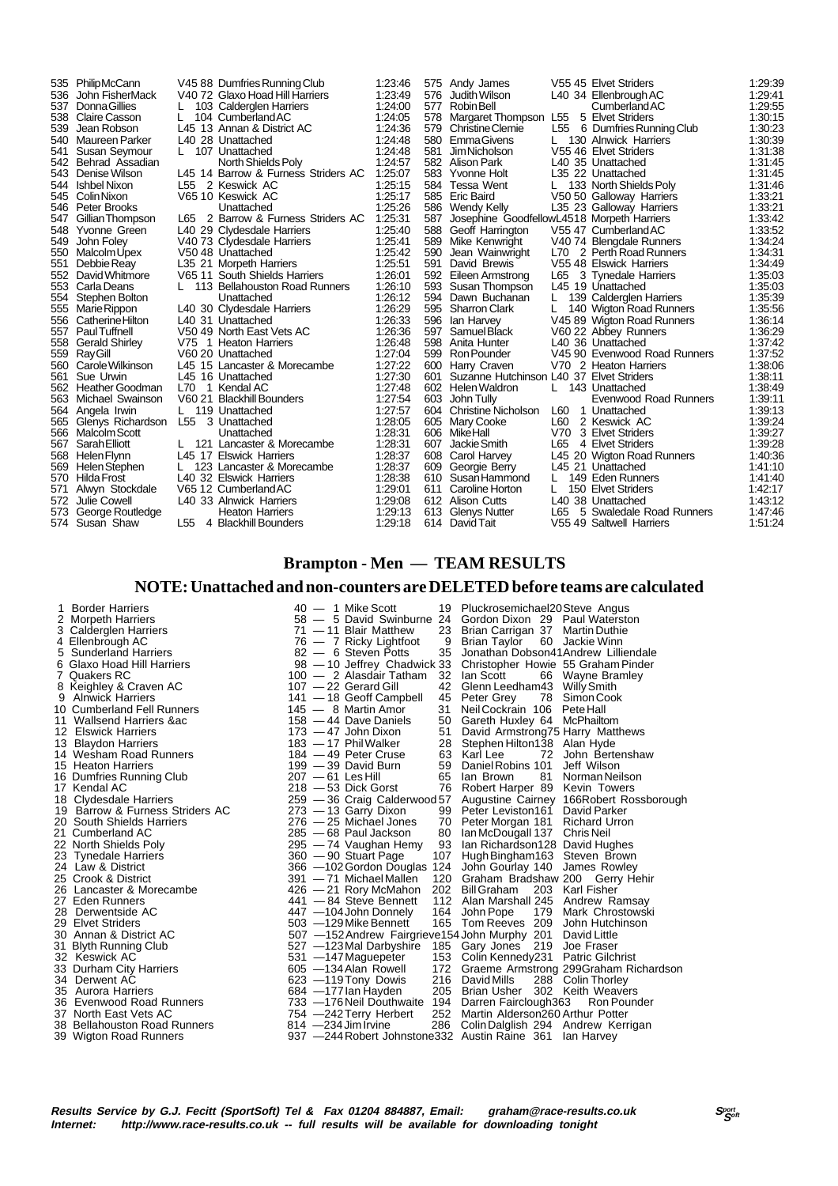| Pos | Name | Cat | Club | Time |
|---|---|---|---|---|
| 535 | Philip McCann | V45 88 | Dumfries Running Club | 1:23:46 |
| 536 | John FisherMack | V40 72 | Glaxo Hoad Hill Harriers | 1:23:49 |
| 537 | Donna Gillies | L 103 | Calderglen Harriers | 1:24:00 |
| 538 | Claire Casson | L 104 | Cumberland AC | 1:24:05 |
| 539 | Jean Robson | L45 13 | Annan & District AC | 1:24:36 |
| 540 | Maureen Parker | L40 28 | Unattached | 1:24:48 |
| 541 | Susan Seymour | L 107 | Unattached | 1:24:48 |
| 542 | Behrad Assadian | | North Shields Poly | 1:24:57 |
| 543 | Denise Wilson | L45 14 | Barrow & Furness Striders AC | 1:25:07 |
| 544 | Ishbel Nixon | L55 2 | Keswick AC | 1:25:15 |
| 545 | Colin Nixon | V65 10 | Keswick AC | 1:25:17 |
| 546 | Peter Brooks | | Unattached | 1:25:26 |
| 547 | Gillian Thompson | L65 2 | Barrow & Furness Striders AC | 1:25:31 |
| 548 | Yvonne Green | L40 29 | Clydesdale Harriers | 1:25:40 |
| 549 | John Foley | V40 73 | Clydesdale Harriers | 1:25:41 |
| 550 | Malcolm Upex | V50 48 | Unattached | 1:25:42 |
| 551 | Debbie Reay | L35 21 | Morpeth Harriers | 1:25:51 |
| 552 | David Whitmore | V65 11 | South Shields Harriers | 1:26:01 |
| 553 | Carla Deans | L 113 | Bellahouston Road Runners | 1:26:10 |
| 554 | Stephen Bolton | | Unattached | 1:26:12 |
| 555 | Marie Rippon | L40 30 | Clydesdale Harriers | 1:26:29 |
| 556 | Catherine Hilton | L40 31 | Unattached | 1:26:33 |
| 557 | Paul Tuffnell | V50 49 | North East Vets AC | 1:26:36 |
| 558 | Gerald Shirley | V75 1 | Heaton Harriers | 1:26:48 |
| 559 | Ray Gill | V60 20 | Unattached | 1:27:04 |
| 560 | Carole Wilkinson | L45 15 | Lancaster & Morecambe | 1:27:22 |
| 561 | Sue Urwin | L45 16 | Unattached | 1:27:30 |
| 562 | Heather Goodman | L70 1 | Kendal AC | 1:27:48 |
| 563 | Michael Swainson | V60 21 | Blackhill Bounders | 1:27:54 |
| 564 | Angela Irwin | L 119 | Unattached | 1:27:57 |
| 565 | Glenys Richardson | L55 3 | Unattached | 1:28:05 |
| 566 | Malcolm Scott | | Unattached | 1:28:31 |
| 567 | Sarah Elliott | L 121 | Lancaster & Morecambe | 1:28:31 |
| 568 | Helen Flynn | L45 17 | Elswick Harriers | 1:28:37 |
| 569 | Helen Stephen | L 123 | Lancaster & Morecambe | 1:28:37 |
| 570 | Hilda Frost | L40 32 | Elswick Harriers | 1:28:38 |
| 571 | Alwyn Stockdale | V65 12 | Cumberland AC | 1:29:01 |
| 572 | Julie Cowell | L40 33 | Alnwick Harriers | 1:29:08 |
| 573 | George Routledge | | Heaton Harriers | 1:29:13 |
| 574 | Susan Shaw | L55 4 | Blackhill Bounders | 1:29:18 |
| 575 | Andy James | V55 45 | Elvet Striders | 1:29:39 |
| 576 | Judith Wilson | L40 34 | Ellenbrough AC | 1:29:41 |
| 577 | Robin Bell | | Cumberland AC | 1:29:55 |
| 578 | Margaret Thompson | L55 5 | Elvet Striders | 1:30:15 |
| 579 | Christine Clemie | L55 6 | Dumfries Running Club | 1:30:23 |
| 580 | Emma Givens | L 130 | Alnwick Harriers | 1:30:39 |
| 581 | Jim Nicholson | V55 46 | Elvet Striders | 1:31:38 |
| 582 | Alison Park | L40 35 | Unattached | 1:31:45 |
| 583 | Yvonne Holt | L35 22 | Unattached | 1:31:45 |
| 584 | Tessa Went | L 133 | North Shields Poly | 1:31:46 |
| 585 | Eric Baird | V50 50 | Galloway Harriers | 1:33:21 |
| 586 | Wendy Kelly | L35 23 | Galloway Harriers | 1:33:21 |
| 587 | Josephine Goodfellow | L45 18 | Morpeth Harriers | 1:33:42 |
| 588 | Geoff Harrington | V55 47 | Cumberland AC | 1:33:52 |
| 589 | Mike Kenwright | V40 74 | Blengdale Runners | 1:34:24 |
| 590 | Jean Wainwright | L70 2 | Perth Road Runners | 1:34:31 |
| 591 | David Brewis | V55 48 | Elswick Harriers | 1:34:49 |
| 592 | Eileen Armstrong | L65 3 | Tynedale Harriers | 1:35:03 |
| 593 | Susan Thompson | L45 19 | Unattached | 1:35:03 |
| 594 | Dawn Buchanan | L 139 | Calderglen Harriers | 1:35:39 |
| 595 | Sharron Clark | L 140 | Wigton Road Runners | 1:35:56 |
| 596 | Ian Harvey | V45 89 | Wigton Road Runners | 1:36:14 |
| 597 | Samuel Black | V60 22 | Abbey Runners | 1:36:29 |
| 598 | Anita Hunter | L40 36 | Unattached | 1:37:42 |
| 599 | Ron Pounder | V45 90 | Evenwood Road Runners | 1:37:52 |
| 600 | Harry Craven | V70 2 | Heaton Harriers | 1:38:06 |
| 601 | Suzanne Hutchinson | L40 37 | Elvet Striders | 1:38:11 |
| 602 | Helen Waldron | L 143 | Unattached | 1:38:49 |
| 603 | John Tully | | Evenwood Road Runners | 1:39:11 |
| 604 | Christine Nicholson | L60 1 | Unattached | 1:39:13 |
| 605 | Mary Cooke | L60 2 | Keswick AC | 1:39:24 |
| 606 | Mike Hall | V70 3 | Elvet Striders | 1:39:27 |
| 607 | Jackie Smith | L65 4 | Elvet Striders | 1:39:28 |
| 608 | Carol Harvey | L45 20 | Wigton Road Runners | 1:40:36 |
| 609 | Georgie Berry | L45 21 | Unattached | 1:41:10 |
| 610 | Susan Hammond | L 149 | Eden Runners | 1:41:40 |
| 611 | Caroline Horton | L 150 | Elvet Striders | 1:42:17 |
| 612 | Alison Cutts | L40 38 | Unattached | 1:43:12 |
| 613 | Glenys Nutter | L65 5 | Swaledale Road Runners | 1:47:46 |
| 614 | David Tait | V55 49 | Saltwell Harriers | 1:51:24 |

## Brampton - Men — TEAM RESULTS

## NOTE: Unattached and non-counters are DELETED before teams are calculated

| Pos | Team | Pts | 1st | 2nd | 3rd | 4th |
|---|---|---|---|---|---|---|
| 1 | Border Harriers | 40 | 1 Mike Scott | 19 Pluckrosemichael | 20 Steve Angus | |
| 2 | Morpeth Harriers | 58 | 5 David Swinburne | 24 Gordon Dixon | 29 Paul Waterston | |
| 3 | Calderglen Harriers | 71 | 11 Blair Matthew | 23 Brian Carrigan | 37 Martin Duthie | |
| 4 | Ellenbrough AC | 76 | 7 Ricky Lightfoot | 9 Brian Taylor | 60 Jackie Winn | |
| 5 | Sunderland Harriers | 82 | 6 Steven Potts | 35 Jonathan Dobson | 41 Andrew Lilliendale | |
| 6 | Glaxo Hoad Hill Harriers | 98 | 10 Jeffrey Chadwick | 33 Christopher Howie | 55 Graham Pinder | |
| 7 | Quakers RC | 100 | 2 Alasdair Tatham | 32 Ian Scott | 66 Wayne Bramley | |
| 8 | Keighley & Craven AC | 107 | 22 Gerard Gill | 42 Glenn Leedham | 43 Willy Smith | |
| 9 | Alnwick Harriers | 141 | 18 Geoff Campbell | 45 Peter Grey | 78 Simon Cook | |
| 10 | Cumberland Fell Runners | 145 | 8 Martin Amor | 31 Neil Cockrain | 106 Pete Hall | |
| 11 | Wallsend Harriers &ac | 158 | 44 Dave Daniels | 50 Gareth Huxley | 64 McPhailtom | |
| 12 | Elswick Harriers | 173 | 47 John Dixon | 51 David Armstrong | 75 Harry Matthews | |
| 13 | Blaydon Harriers | 183 | 17 Phil Walker | 28 Stephen Hilton | 138 Alan Hyde | |
| 14 | Wesham Road Runners | 184 | 49 Peter Cruse | 63 Karl Lee | 72 John Bertenshaw | |
| 15 | Heaton Harriers | 199 | 39 David Burn | 59 Daniel Robins | 101 Jeff Wilson | |
| 16 | Dumfries Running Club | 207 | 61 Les Hill | 65 Ian Brown | 81 Norman Neilson | |
| 17 | Kendal AC | 218 | 53 Dick Gorst | 76 Robert Harper | 89 Kevin Towers | |
| 18 | Clydesdale Harriers | 259 | 36 Craig Calderwood | 57 Augustine Cairney | 166 Robert Rossborough | |
| 19 | Barrow & Furness Striders AC | 273 | 13 Garry Dixon | 99 Peter Leviston | 161 David Parker | |
| 20 | South Shields Harriers | 276 | 25 Michael Jones | 70 Peter Morgan | 181 Richard Urron | |
| 21 | Cumberland AC | 285 | 68 Paul Jackson | 80 Ian McDougall | 137 Chris Neil | |
| 22 | North Shields Poly | 295 | 74 Vaughan Hemy | 93 Ian Richardson | 128 David Hughes | |
| 23 | Tynedale Harriers | 360 | 90 Stuart Page | 107 Hugh Bingham | 163 Steven Brown | |
| 24 | Law & District | 366 | 102 Gordon Douglas | 124 John Gourlay | 140 James Rowley | |
| 25 | Crook & District | 391 | 71 Michael Mallen | 120 Graham Bradshaw | 200 Gerry Hehir | |
| 26 | Lancaster & Morecambe | 426 | 21 Rory McMahon | 202 Bill Graham | 203 Karl Fisher | |
| 27 | Eden Runners | 441 | 84 Steve Bennett | 112 Alan Marshall | 245 Andrew Ramsay | |
| 28 | Derwentside AC | 447 | 104 John Donnely | 164 John Pope | 179 Mark Chrostowski | |
| 29 | Elvet Striders | 503 | 129 Mike Bennett | 165 Tom Reeves | 209 John Hutchinson | |
| 30 | Annan & District AC | 507 | 152 Andrew Fairgrieve | 154 John Murphy | 201 David Little | |
| 31 | Blyth Running Club | 527 | 123 Mal Darbyshire | 185 Gary Jones | 219 Joe Fraser | |
| 32 | Keswick AC | 531 | 147 Maguepeter | 153 Colin Kennedy | 231 Patric Gilchrist | |
| 33 | Durham City Harriers | 605 | 134 Alan Rowell | 172 Graeme Armstrong | 299 Graham Richardson | |
| 34 | Derwent AC | 623 | 119 Tony Dowis | 216 David Mills | 288 Colin Thorley | |
| 35 | Aurora Harriers | 684 | 177 Ian Hayden | 205 Brian Usher | 302 Keith Weavers | |
| 36 | Evenwood Road Runners | 733 | 176 Neil Douthwaite | 194 Darren Fairclough | 363 Ron Pounder | |
| 37 | North East Vets AC | 754 | 242 Terry Herbert | 252 Martin Alderson | 260 Arthur Potter | |
| 38 | Bellahouston Road Runners | 814 | 234 Jim Irvine | 286 Colin Dalglish | 294 Andrew Kerrigan | |
| 39 | Wigton Road Runners | 937 | 244 Robert Johnstone | 332 Austin Raine | 361 Ian Harvey | |

***Results Service by G.J. Fecitt (SportSoft) Tel & Fax 01204 884887, Email: graham@race-results.co.uk***
***Internet: http://www.race-results.co.uk -- full results will be available for downloading tonight***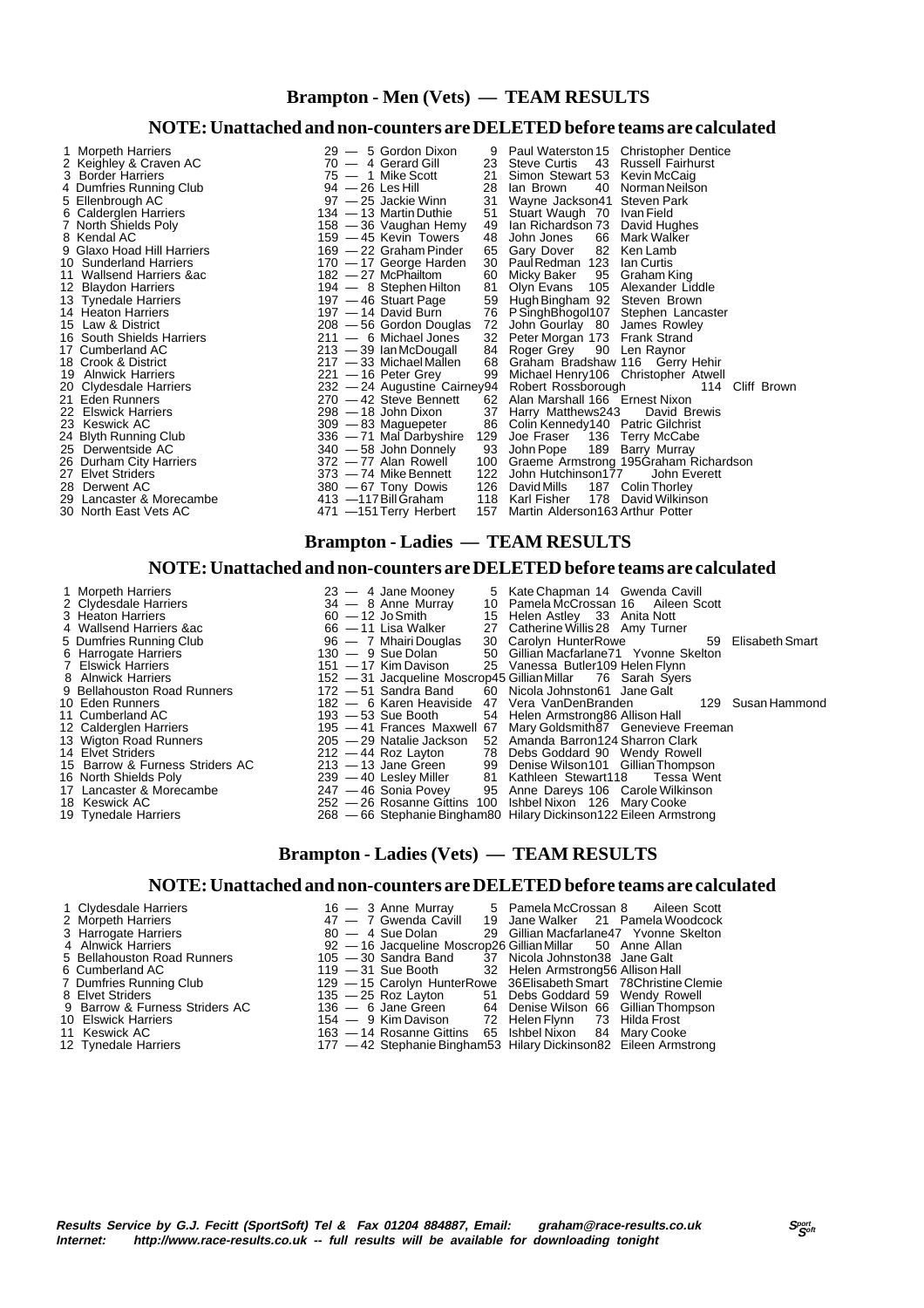## Brampton - Men (Vets) — TEAM RESULTS

### NOTE: Unattached and non-counters are DELETED before teams are calculated

| | | | | | |
|---|---|---|---|---|---|
| 1 | Morpeth Harriers | 29 — 5 Gordon Dixon | 9 Paul Waterston | 15 Christopher Dentice | |
| 2 | Keighley & Craven AC | 70 — 4 Gerard Gill | 23 Steve Curtis | 43 Russell Fairhurst | |
| 3 | Border Harriers | 75 — 1 Mike Scott | 21 Simon Stewart | 53 Kevin McCaig | |
| 4 | Dumfries Running Club | 94 — 26 Les Hill | 28 Ian Brown | 40 Norman Neilson | |
| 5 | Ellenbrough AC | 97 — 25 Jackie Winn | 31 Wayne Jackson | 41 Steven Park | |
| 6 | Calderglen Harriers | 134 — 13 Martin Duthie | 51 Stuart Waugh | 70 Ivan Field | |
| 7 | North Shields Poly | 158 — 36 Vaughan Hemy | 49 Ian Richardson | 73 David Hughes | |
| 8 | Kendal AC | 159 — 45 Kevin Towers | 48 John Jones | 66 Mark Walker | |
| 9 | Glaxo Hoad Hill Harriers | 169 — 22 Graham Pinder | 65 Gary Dover | 82 Ken Lamb | |
| 10 | Sunderland Harriers | 170 — 17 George Harden | 30 Paul Redman | 123 Ian Curtis | |
| 11 | Wallsend Harriers &ac | 182 — 27 McPhailtom | 60 Micky Baker | 95 Graham King | |
| 12 | Blaydon Harriers | 194 — 8 Stephen Hilton | 81 Olyn Evans | 105 Alexander Liddle | |
| 13 | Tynedale Harriers | 197 — 46 Stuart Page | 59 Hugh Bingham | 92 Steven Brown | |
| 14 | Heaton Harriers | 197 — 14 David Burn | 76 P Singh Bhogol | 107 Stephen Lancaster | |
| 15 | Law & District | 208 — 56 Gordon Douglas | 72 John Gourlay | 80 James Rowley | |
| 16 | South Shields Harriers | 211 — 6 Michael Jones | 32 Peter Morgan | 173 Frank Strand | |
| 17 | Cumberland AC | 213 — 39 Ian McDougall | 84 Roger Grey | 90 Len Raynor | |
| 18 | Crook & District | 217 — 33 Michael Mallen | 68 Graham Bradshaw | 116 Gerry Hehir | |
| 19 | Alnwick Harriers | 221 — 16 Peter Grey | 99 Michael Henry | 106 Christopher Atwell | |
| 20 | Clydesdale Harriers | 232 — 24 Augustine Cairney | 94 Robert Rossborough | 114 Cliff Brown | |
| 21 | Eden Runners | 270 — 42 Steve Bennett | 62 Alan Marshall | 166 Ernest Nixon | |
| 22 | Elswick Harriers | 298 — 18 John Dixon | 37 Harry Matthews | 243 David Brewis | |
| 23 | Keswick AC | 309 — 83 Maguepeter | 86 Colin Kennedy | 140 Patric Gilchrist | |
| 24 | Blyth Running Club | 336 — 71 Mal Darbyshire | 129 Joe Fraser | 136 Terry McCabe | |
| 25 | Derwentside AC | 340 — 58 John Donnely | 93 John Pope | 189 Barry Murray | |
| 26 | Durham City Harriers | 372 — 77 Alan Rowell | 100 Graeme Armstrong | 195 Graham Richardson | |
| 27 | Elvet Striders | 373 — 74 Mike Bennett | 122 John Hutchinson | 177 John Everett | |
| 28 | Derwent AC | 380 — 67 Tony Dowis | 126 David Mills | 187 Colin Thorley | |
| 29 | Lancaster & Morecambe | 413 — 117 Bill Graham | 118 Karl Fisher | 178 David Wilkinson | |
| 30 | North East Vets AC | 471 — 151 Terry Herbert | 157 Martin Alderson | 163 Arthur Potter | |

## Brampton - Ladies — TEAM RESULTS

### NOTE: Unattached and non-counters are DELETED before teams are calculated

| | | | | |
|---|---|---|---|---|
| 1 | Morpeth Harriers | 23 — 4 Jane Mooney | 5 Kate Chapman | 14 Gwenda Cavill |
| 2 | Clydesdale Harriers | 34 — 8 Anne Murray | 10 Pamela McCrossan | 16 Aileen Scott |
| 3 | Heaton Harriers | 60 — 12 Jo Smith | 15 Helen Astley | 33 Anita Nott |
| 4 | Wallsend Harriers &ac | 66 — 11 Lisa Walker | 27 Catherine Willis | 28 Amy Turner |
| 5 | Dumfries Running Club | 96 — 7 Mhairi Douglas | 30 Carolyn HunterRowe | 59 Elisabeth Smart |
| 6 | Harrogate Harriers | 130 — 9 Sue Dolan | 50 Gillian Macfarlane | 71 Yvonne Skelton |
| 7 | Elswick Harriers | 151 — 17 Kim Davison | 25 Vanessa Butler | 109 Helen Flynn |
| 8 | Alnwick Harriers | 152 — 31 Jacqueline Moscrop | 45 Gillian Millar | 76 Sarah Syers |
| 9 | Bellahouston Road Runners | 172 — 51 Sandra Band | 60 Nicola Johnston | 61 Jane Galt |
| 10 | Eden Runners | 182 — 6 Karen Heaviside | 47 Vera VanDenBranden | 129 Susan Hammond |
| 11 | Cumberland AC | 193 — 53 Sue Booth | 54 Helen Armstrong | 86 Allison Hall |
| 12 | Calderglen Harriers | 195 — 41 Frances Maxwell | 67 Mary Goldsmith | 87 Genevieve Freeman |
| 13 | Wigton Road Runners | 205 — 29 Natalie Jackson | 52 Amanda Barron | 124 Sharron Clark |
| 14 | Elvet Striders | 212 — 44 Roz Layton | 78 Debs Goddard | 90 Wendy Rowell |
| 15 | Barrow & Furness Striders AC | 213 — 13 Jane Green | 99 Denise Wilson | 101 Gillian Thompson |
| 16 | North Shields Poly | 239 — 40 Lesley Miller | 81 Kathleen Stewart | 118 Tessa Went |
| 17 | Lancaster & Morecambe | 247 — 46 Sonia Povey | 95 Anne Dareys | 106 Carole Wilkinson |
| 18 | Keswick AC | 252 — 26 Rosanne Gittins | 100 Ishbel Nixon | 126 Mary Cooke |
| 19 | Tynedale Harriers | 268 — 66 Stephanie Bingham | 80 Hilary Dickinson | 122 Eileen Armstrong |

## Brampton - Ladies (Vets) — TEAM RESULTS

### NOTE: Unattached and non-counters are DELETED before teams are calculated

| | | | | |
|---|---|---|---|---|
| 1 | Clydesdale Harriers | 16 — 3 Anne Murray | 5 Pamela McCrossan | 8 Aileen Scott |
| 2 | Morpeth Harriers | 47 — 7 Gwenda Cavill | 19 Jane Walker | 21 Pamela Woodcock |
| 3 | Harrogate Harriers | 80 — 4 Sue Dolan | 29 Gillian Macfarlane | 47 Yvonne Skelton |
| 4 | Alnwick Harriers | 92 — 16 Jacqueline Moscrop | 26 Gillian Millar | 50 Anne Allan |
| 5 | Bellahouston Road Runners | 105 — 30 Sandra Band | 37 Nicola Johnston | 38 Jane Galt |
| 6 | Cumberland AC | 119 — 31 Sue Booth | 32 Helen Armstrong | 56 Allison Hall |
| 7 | Dumfries Running Club | 129 — 15 Carolyn HunterRowe | 36 Elisabeth Smart | 78 Christine Clemie |
| 8 | Elvet Striders | 135 — 25 Roz Layton | 51 Debs Goddard | 59 Wendy Rowell |
| 9 | Barrow & Furness Striders AC | 136 — 6 Jane Green | 64 Denise Wilson | 66 Gillian Thompson |
| 10 | Elswick Harriers | 154 — 9 Kim Davison | 72 Helen Flynn | 73 Hilda Frost |
| 11 | Keswick AC | 163 — 14 Rosanne Gittins | 65 Ishbel Nixon | 84 Mary Cooke |
| 12 | Tynedale Harriers | 177 — 42 Stephanie Bingham | 53 Hilary Dickinson | 82 Eileen Armstrong |

***Results Service by G.J. Fecitt (SportSoft) Tel & Fax 01204 884887, Email: graham@race-results.co.uk***
***Internet: http://www.race-results.co.uk -- full results will be available for downloading tonight***